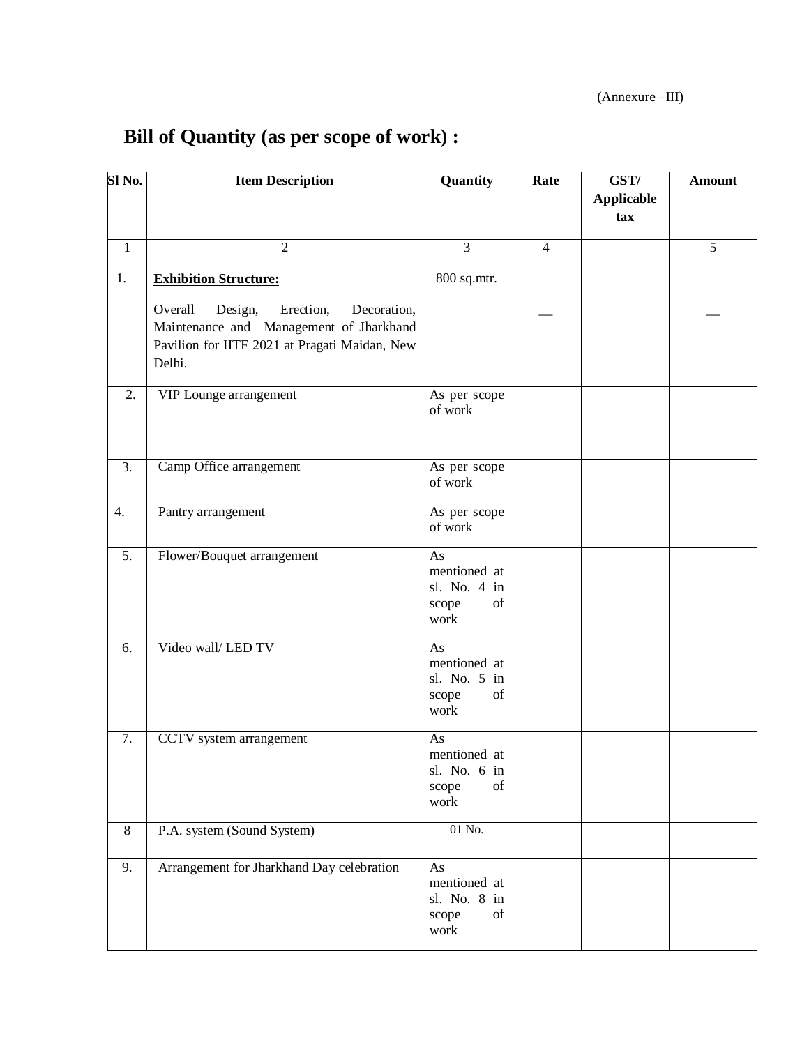(Annexure –III)

# Bill of Quantity (as per scope of work) :

| Sl No. | Item Description | Quantity | Rate | GST/ Applicable tax | Amount |
|---|---|---|---|---|---|
| 1 | 2 | 3 | 4 | | 5 |
| 1. | **Exhibition Structure:**<br><br>Overall Design, Erection, Decoration, Maintenance and Management of Jharkhand Pavilion for IITF 2021 at Pragati Maidan, New Delhi. | 800 sq.mtr. | — | | — |
| 2. | VIP Lounge arrangement | As per scope of work | | | |
| 3. | Camp Office arrangement | As per scope of work | | | |
| 4. | Pantry arrangement | As per scope of work | | | |
| 5. | Flower/Bouquet arrangement | As mentioned at sl. No. 4 in scope of work | | | |
| 6. | Video wall/ LED TV | As mentioned at sl. No. 5 in scope of work | | | |
| 7. | CCTV system arrangement | As mentioned at sl. No. 6 in scope of work | | | |
| 8 | P.A. system (Sound System) | 01 No. | | | |
| 9. | Arrangement for Jharkhand Day celebration | As mentioned at sl. No. 8 in scope of work | | | |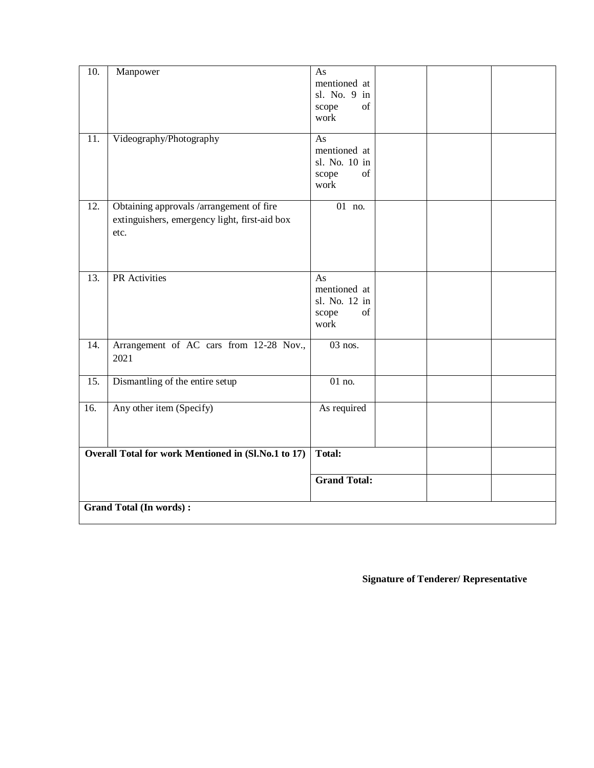| | | | | | |
|---|---|---|---|---|---|
| 10. | Manpower | As mentioned at sl. No. 9 in scope of work | | | |
| 11. | Videography/Photography | As mentioned at sl. No. 10 in scope of work | | | |
| 12. | Obtaining approvals /arrangement of fire extinguishers, emergency light, first-aid box etc. | 01 no. | | | |
| 13. | PR Activities | As mentioned at sl. No. 12 in scope of work | | | |
| 14. | Arrangement of AC cars from 12-28 Nov., 2021 | 03 nos. | | | |
| 15. | Dismantling of the entire setup | 01 no. | | | |
| 16. | Any other item (Specify) | As required | | | |
| **Overall Total for work Mentioned in (Sl.No.1 to 17)** | | **Total:** | | | |
| | | **Grand Total:** | | | |
| **Grand Total (In words) :** | | | | | |

**Signature of Tenderer/ Representative**